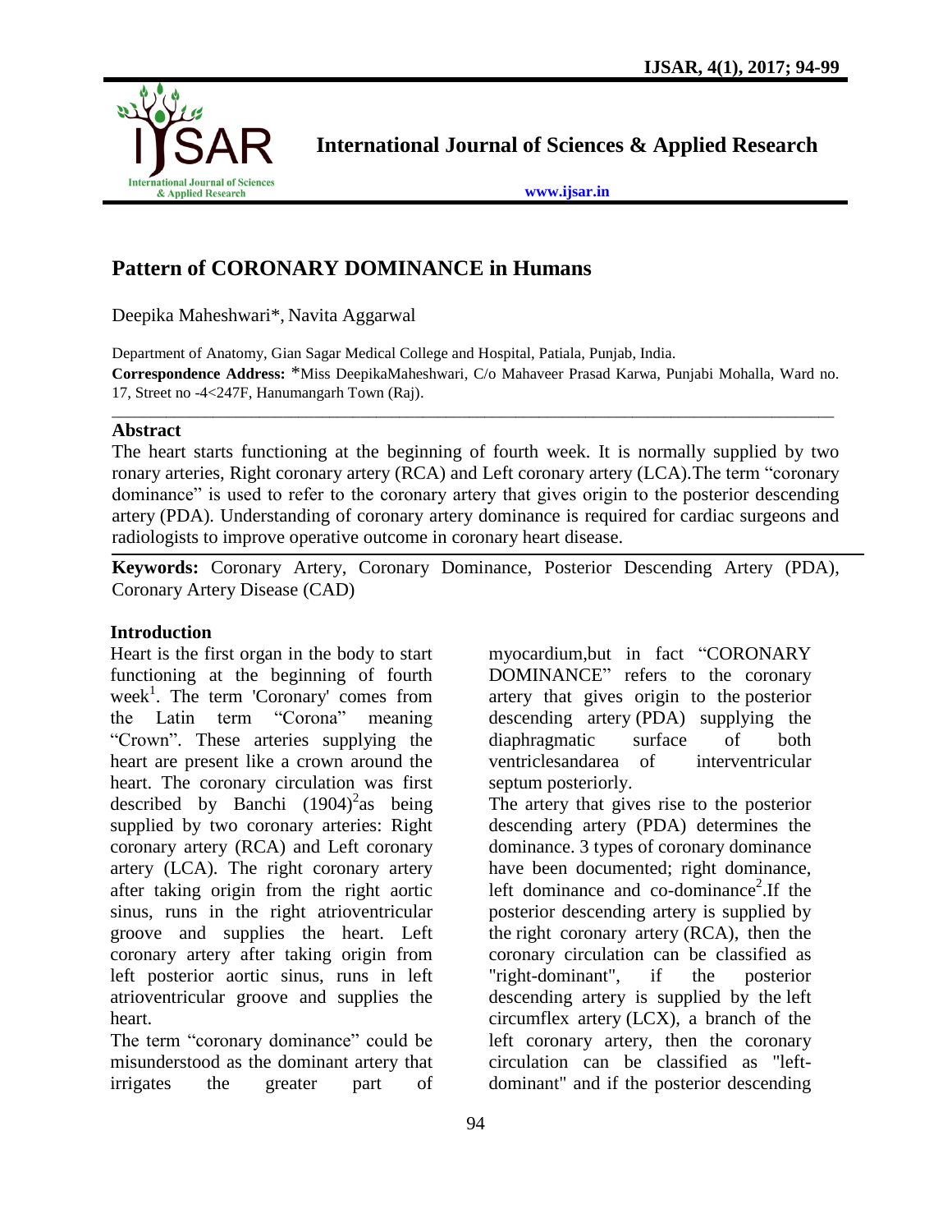# Pattern of CORONARY DOMINANCE in Humans

Deepika Maheshwari*, Navita Aggarwal

Department of Anatomy, Gian Sagar Medical College and Hospital, Patiala, Punjab, India.

**Correspondence Address:** *Miss DeepikaMaheshwari, C/o Mahaveer Prasad Karwa, Punjabi Mohalla, Ward no. 17, Street no -4<247F, Hanumangarh Town (Raj).

## Abstract

The heart starts functioning at the beginning of fourth week. It is normally supplied by two ronary arteries, Right coronary artery (RCA) and Left coronary artery (LCA).The term "coronary dominance" is used to refer to the coronary artery that gives origin to the posterior descending artery (PDA). Understanding of coronary artery dominance is required for cardiac surgeons and radiologists to improve operative outcome in coronary heart disease.

**Keywords:** Coronary Artery, Coronary Dominance, Posterior Descending Artery (PDA), Coronary Artery Disease (CAD)

## Introduction

Heart is the first organ in the body to start functioning at the beginning of fourth week[1]. The term 'Coronary' comes from the Latin term "Corona" meaning "Crown". These arteries supplying the heart are present like a crown around the heart. The coronary circulation was first described by Banchi (1904)[2]as being supplied by two coronary arteries: Right coronary artery (RCA) and Left coronary artery (LCA). The right coronary artery after taking origin from the right aortic sinus, runs in the right atrioventricular groove and supplies the heart. Left coronary artery after taking origin from left posterior aortic sinus, runs in left atrioventricular groove and supplies the heart.

The term "coronary dominance" could be misunderstood as the dominant artery that irrigates the greater part of myocardium,but in fact "CORONARY DOMINANCE" refers to the coronary artery that gives origin to the posterior descending artery (PDA) supplying the diaphragmatic surface of both ventriclesandarea of interventricular septum posteriorly.

The artery that gives rise to the posterior descending artery (PDA) determines the dominance. 3 types of coronary dominance have been documented; right dominance, left dominance and co-dominance[2].If the posterior descending artery is supplied by the right coronary artery (RCA), then the coronary circulation can be classified as "right-dominant", if the posterior descending artery is supplied by the left circumflex artery (LCX), a branch of the left coronary artery, then the coronary circulation can be classified as "left-dominant" and if the posterior descending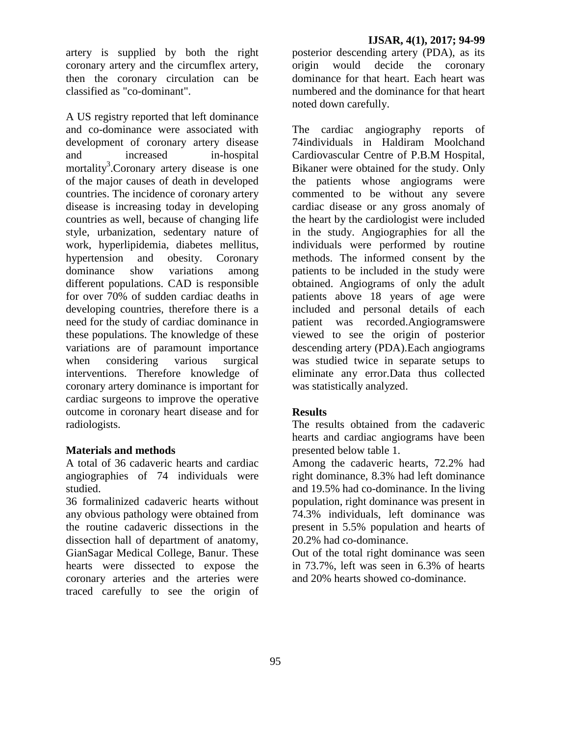artery is supplied by both the right coronary artery and the circumflex artery, then the coronary circulation can be classified as "co-dominant".

A US registry reported that left dominance and co-dominance were associated with development of coronary artery disease and increased in-hospital mortality[3].Coronary artery disease is one of the major causes of death in developed countries. The incidence of coronary artery disease is increasing today in developing countries as well, because of changing life style, urbanization, sedentary nature of work, hyperlipidemia, diabetes mellitus, hypertension and obesity. Coronary dominance show variations among different populations. CAD is responsible for over 70% of sudden cardiac deaths in developing countries, therefore there is a need for the study of cardiac dominance in these populations. The knowledge of these variations are of paramount importance when considering various surgical interventions. Therefore knowledge of coronary artery dominance is important for cardiac surgeons to improve the operative outcome in coronary heart disease and for radiologists.

## Materials and methods

A total of 36 cadaveric hearts and cardiac angiographies of 74 individuals were studied.

36 formalinized cadaveric hearts without any obvious pathology were obtained from the routine cadaveric dissections in the dissection hall of department of anatomy, GianSagar Medical College, Banur. These hearts were dissected to expose the coronary arteries and the arteries were traced carefully to see the origin of posterior descending artery (PDA), as its origin would decide the coronary dominance for that heart. Each heart was numbered and the dominance for that heart noted down carefully.

The cardiac angiography reports of 74individuals in Haldiram Moolchand Cardiovascular Centre of P.B.M Hospital, Bikaner were obtained for the study. Only the patients whose angiograms were commented to be without any severe cardiac disease or any gross anomaly of the heart by the cardiologist were included in the study. Angiographies for all the individuals were performed by routine methods. The informed consent by the patients to be included in the study were obtained. Angiograms of only the adult patients above 18 years of age were included and personal details of each patient was recorded.Angiogramswere viewed to see the origin of posterior descending artery (PDA).Each angiograms was studied twice in separate setups to eliminate any error.Data thus collected was statistically analyzed.

## Results

The results obtained from the cadaveric hearts and cardiac angiograms have been presented below table 1.

Among the cadaveric hearts, 72.2% had right dominance, 8.3% had left dominance and 19.5% had co-dominance. In the living population, right dominance was present in 74.3% individuals, left dominance was present in 5.5% population and hearts of 20.2% had co-dominance.

Out of the total right dominance was seen in 73.7%, left was seen in 6.3% of hearts and 20% hearts showed co-dominance.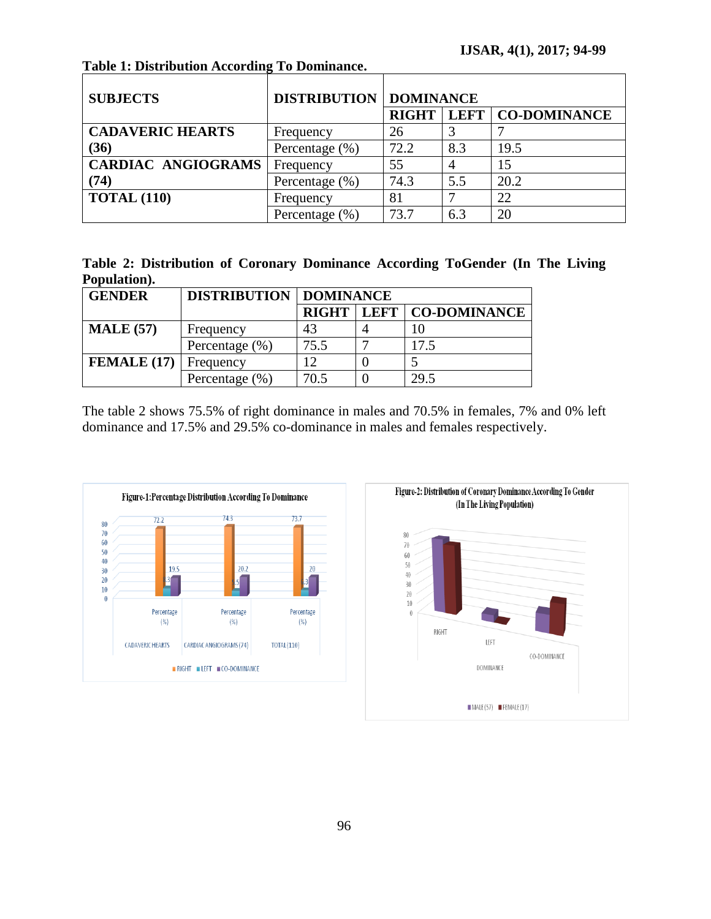**Table 1: Distribution According To Dominance.**

| SUBJECTS | DISTRIBUTION | DOMINANCE | | |
|---|---|---|---|---|
| | | RIGHT | LEFT | CO-DOMINANCE |
| **CADAVERIC HEARTS (36)** | Frequency | 26 | 3 | 7 |
| | Percentage (%) | 72.2 | 8.3 | 19.5 |
| **CARDIAC ANGIOGRAMS (74)** | Frequency | 55 | 4 | 15 |
| | Percentage (%) | 74.3 | 5.5 | 20.2 |
| **TOTAL (110)** | Frequency | 81 | 7 | 22 |
| | Percentage (%) | 73.7 | 6.3 | 20 |

**Table 2: Distribution of Coronary Dominance According ToGender (In The Living Population).**

| GENDER | DISTRIBUTION | DOMINANCE | | |
|---|---|---|---|---|
| | | RIGHT | LEFT | CO-DOMINANCE |
| **MALE (57)** | Frequency | 43 | 4 | 10 |
| | Percentage (%) | 75.5 | 7 | 17.5 |
| **FEMALE (17)** | Frequency | 12 | 0 | 5 |
| | Percentage (%) | 70.5 | 0 | 29.5 |

The table 2 shows 75.5% of right dominance in males and 70.5% in females, 7% and 0% left dominance and 17.5% and 29.5% co-dominance in males and females respectively.

Figure-1:Percentage Distribution According To Dominance

Figure-2: Distribution of Coronary Dominance According To Gender (In The Living Population)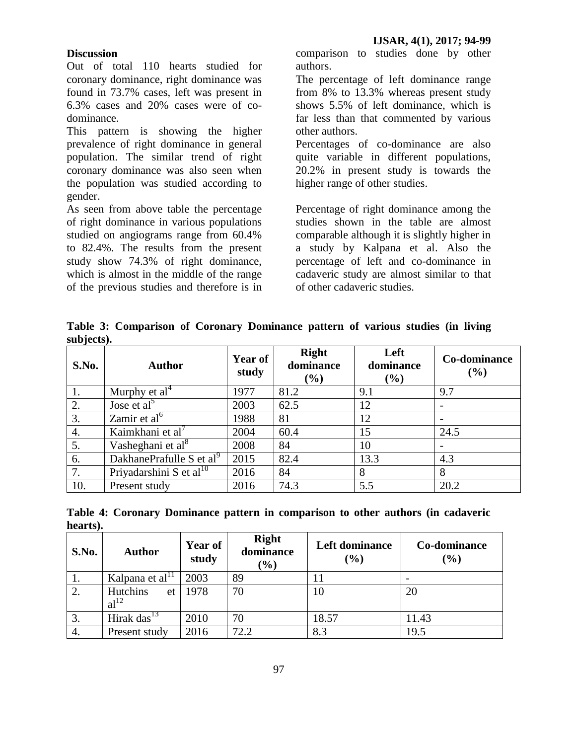## Discussion

Out of total 110 hearts studied for coronary dominance, right dominance was found in 73.7% cases, left was present in 6.3% cases and 20% cases were of co-dominance.

This pattern is showing the higher prevalence of right dominance in general population. The similar trend of right coronary dominance was also seen when the population was studied according to gender.

As seen from above table the percentage of right dominance in various populations studied on angiograms range from 60.4% to 82.4%. The results from the present study show 74.3% of right dominance, which is almost in the middle of the range of the previous studies and therefore is in comparison to studies done by other authors.

The percentage of left dominance range from 8% to 13.3% whereas present study shows 5.5% of left dominance, which is far less than that commented by various other authors.

Percentages of co-dominance are also quite variable in different populations, 20.2% in present study is towards the higher range of other studies.

Percentage of right dominance among the studies shown in the table are almost comparable although it is slightly higher in a study by Kalpana et al. Also the percentage of left and co-dominance in cadaveric study are almost similar to that of other cadaveric studies.

**Table 3: Comparison of Coronary Dominance pattern of various studies (in living subjects).**

| S.No. | Author | Year of study | Right dominance (%) | Left dominance (%) | Co-dominance (%) |
|---|---|---|---|---|---|
| 1. | Murphy et al[4] | 1977 | 81.2 | 9.1 | 9.7 |
| 2. | Jose et al[5] | 2003 | 62.5 | 12 | - |
| 3. | Zamir et al[6] | 1988 | 81 | 12 | - |
| 4. | Kaimkhani et al[7] | 2004 | 60.4 | 15 | 24.5 |
| 5. | Vasheghani et al[8] | 2008 | 84 | 10 | - |
| 6. | DakhanePrafulle S et al[9] | 2015 | 82.4 | 13.3 | 4.3 |
| 7. | Priyadarshini S et al[10] | 2016 | 84 | 8 | 8 |
| 10. | Present study | 2016 | 74.3 | 5.5 | 20.2 |

**Table 4: Coronary Dominance pattern in comparison to other authors (in cadaveric hearts).**

| S.No. | Author | Year of study | Right dominance (%) | Left dominance (%) | Co-dominance (%) |
|---|---|---|---|---|---|
| 1. | Kalpana et al[11] | 2003 | 89 | 11 | - |
| 2. | Hutchins et al[12] | 1978 | 70 | 10 | 20 |
| 3. | Hirak das[13] | 2010 | 70 | 18.57 | 11.43 |
| 4. | Present study | 2016 | 72.2 | 8.3 | 19.5 |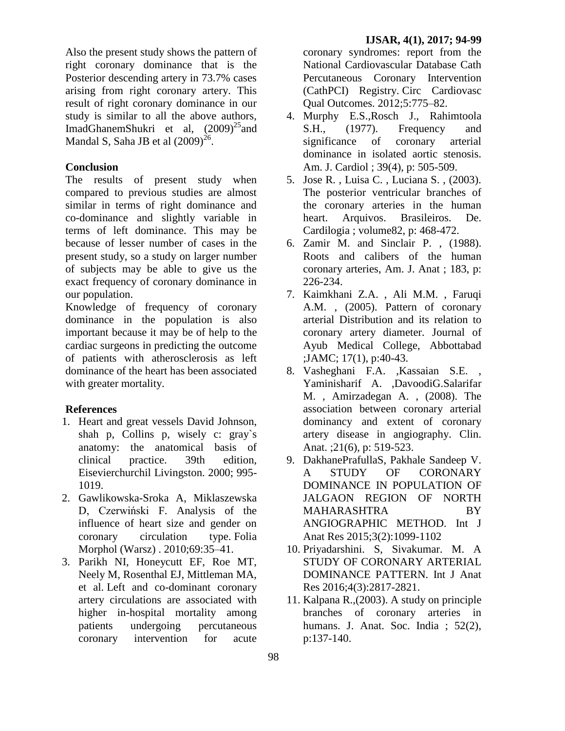Also the present study shows the pattern of right coronary dominance that is the Posterior descending artery in 73.7% cases arising from right coronary artery. This result of right coronary dominance in our study is similar to all the above authors, ImadGhanemShukri et al, (2009)[25] and Mandal S, Saha JB et al (2009)[26].

### Conclusion

The results of present study when compared to previous studies are almost similar in terms of right dominance and co-dominance and slightly variable in terms of left dominance. This may be because of lesser number of cases in the present study, so a study on larger number of subjects may be able to give us the exact frequency of coronary dominance in our population.

Knowledge of frequency of coronary dominance in the population is also important because it may be of help to the cardiac surgeons in predicting the outcome of patients with atherosclerosis as left dominance of the heart has been associated with greater mortality.

### References

1. Heart and great vessels David Johnson, shah p, Collins p, wisely c: gray`s anatomy: the anatomical basis of clinical practice. 39th edition, Eisevierchurchil Livingston. 2000; 995-1019.
2. Gawlikowska-Sroka A, Miklaszewska D, Czerwiński F. Analysis of the influence of heart size and gender on coronary circulation type. Folia Morphol (Warsz) . 2010;69:35–41.
3. Parikh NI, Honeycutt EF, Roe MT, Neely M, Rosenthal EJ, Mittleman MA, et al. Left and co-dominant coronary artery circulations are associated with higher in-hospital mortality among patients undergoing percutaneous coronary intervention for acute coronary syndromes: report from the National Cardiovascular Database Cath Percutaneous Coronary Intervention (CathPCI) Registry. Circ Cardiovasc Qual Outcomes. 2012;5:775–82.
4. Murphy E.S.,Rosch J., Rahimtoola S.H., (1977). Frequency and significance of coronary arterial dominance in isolated aortic stenosis. Am. J. Cardiol ; 39(4), p: 505-509.
5. Jose R. , Luisa C. , Luciana S. , (2003). The posterior ventricular branches of the coronary arteries in the human heart. Arquivos. Brasileiros. De. Cardilogia ; volume82, p: 468-472.
6. Zamir M. and Sinclair P. , (1988). Roots and calibers of the human coronary arteries, Am. J. Anat ; 183, p: 226-234.
7. Kaimkhani Z.A. , Ali M.M. , Faruqi A.M. , (2005). Pattern of coronary arterial Distribution and its relation to coronary artery diameter. Journal of Ayub Medical College, Abbottabad ;JAMC; 17(1), p:40-43.
8. Vasheghani F.A. ,Kassaian S.E. , Yaminisharif A. ,DavoodiG.Salarifar M. , Amirzadegan A. , (2008). The association between coronary arterial dominancy and extent of coronary artery disease in angiography. Clin. Anat. ;21(6), p: 519-523.
9. DakhanePrafullaS, Pakhale Sandeep V. A STUDY OF CORONARY DOMINANCE IN POPULATION OF JALGAON REGION OF NORTH MAHARASHTRA BY ANGIOGRAPHIC METHOD. Int J Anat Res 2015;3(2):1099-1102
10. Priyadarshini. S, Sivakumar. M. A STUDY OF CORONARY ARTERIAL DOMINANCE PATTERN. Int J Anat Res 2016;4(3):2817-2821.
11. Kalpana R.,(2003). A study on principle branches of coronary arteries in humans. J. Anat. Soc. India ; 52(2), p:137-140.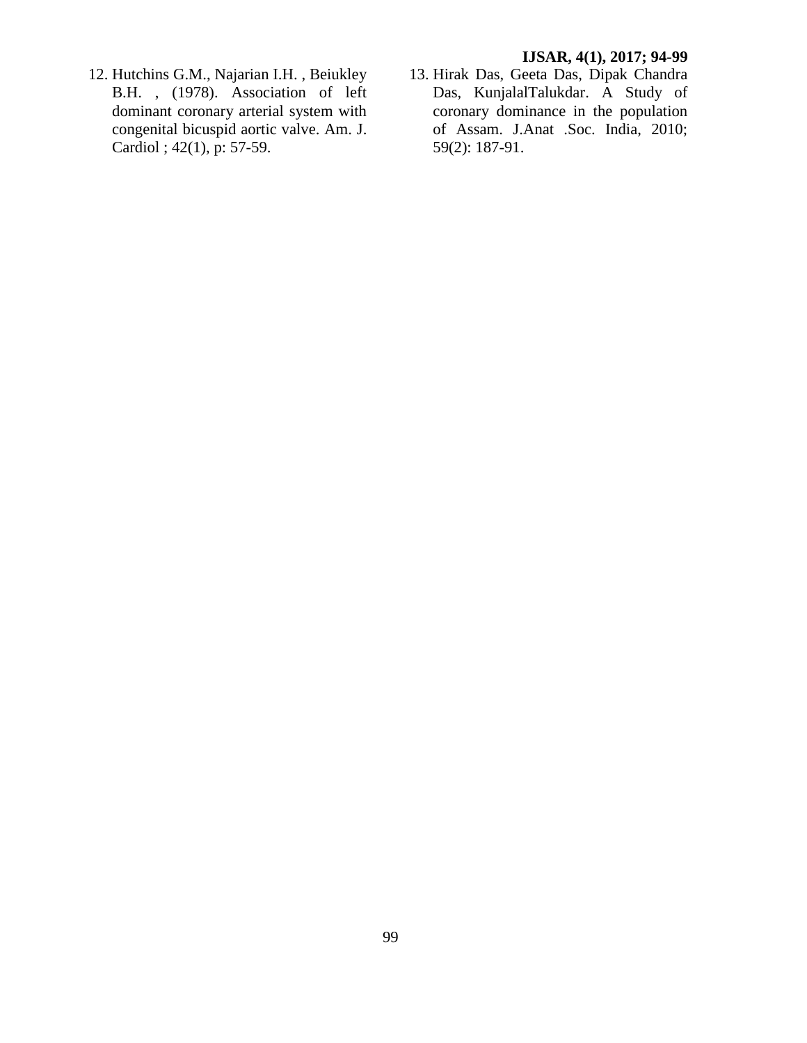12. Hutchins G.M., Najarian I.H. , Beiukley B.H. , (1978). Association of left dominant coronary arterial system with congenital bicuspid aortic valve. Am. J. Cardiol ; 42(1), p: 57-59.
13. Hirak Das, Geeta Das, Dipak Chandra Das, KunjalalTalukdar. A Study of coronary dominance in the population of Assam. J.Anat .Soc. India, 2010; 59(2): 187-91.